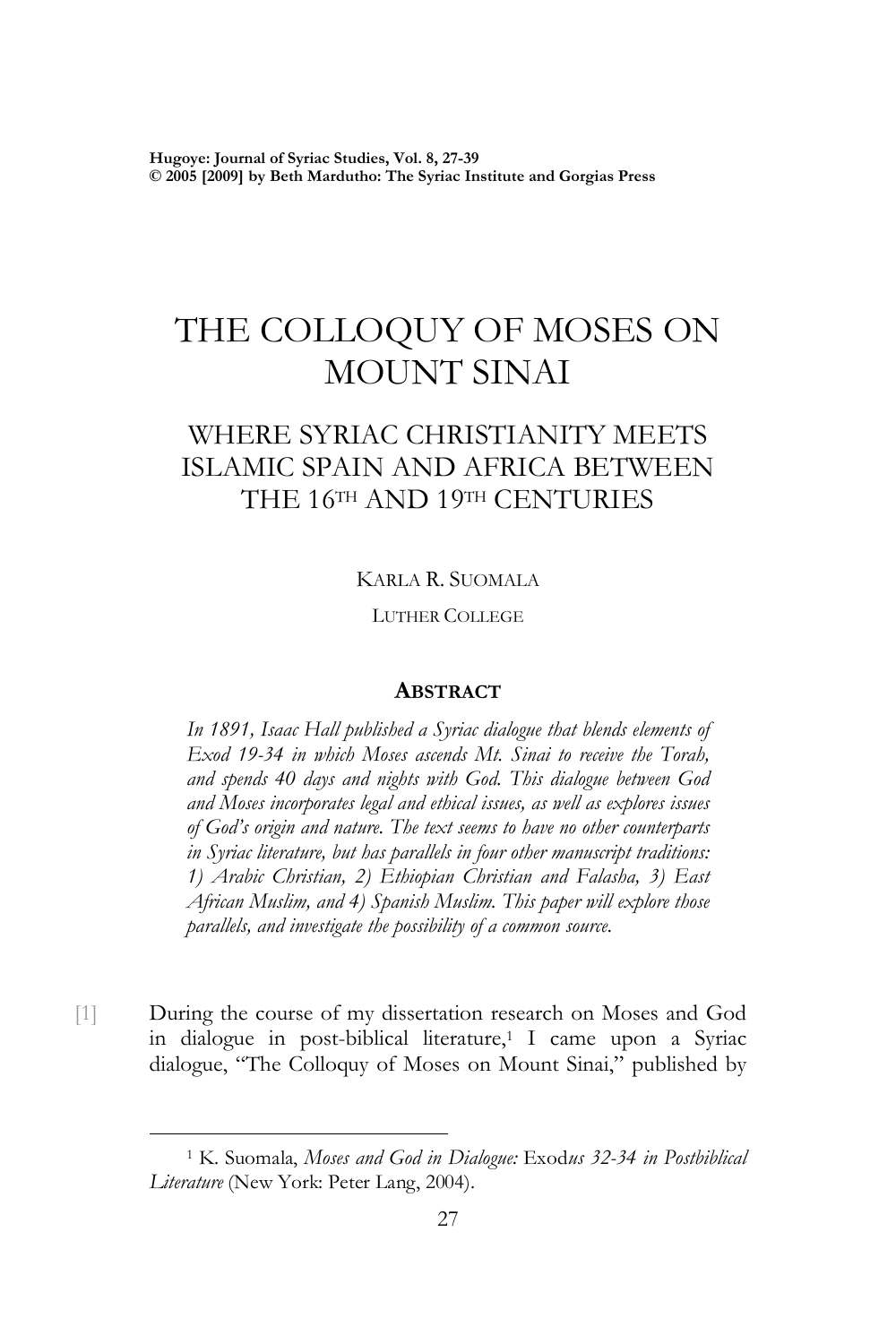# THE COLLOQUY OF MOSES ON MOUNT SINAI

## WHERE SYRIAC CHRISTIANITY MEETS ISLAMIC SPAIN AND AFRICA BETWEEN THE 16TH AND 19TH CENTURIES

KARLA R. SUOMALA

LUTHER COLLEGE

### ABSTRACT

*In 1891, Isaac Hall published a Syriac dialogue that blends elements of Exod 19-34 in which Moses ascends Mt. Sinai to receive the Torah, and spends 40 days and nights with God. This dialogue between God and Moses incorporates legal and ethical issues, as well as explores issues of God's origin and nature. The text seems to have no other counterparts in Syriac literature, but has parallels in four other manuscript traditions: 1) Arabic Christian, 2) Ethiopian Christian and Falasha, 3) East African Muslim, and 4) Spanish Muslim. This paper will explore those parallels, and investigate the possibility of a common source.*

[1] During the course of my dissertation research on Moses and God in dialogue in post-biblical literature,[1] I came upon a Syriac dialogue, "The Colloquy of Moses on Mount Sinai," published by

[1] K. Suomala, *Moses and God in Dialogue:* Exod*us 32-34 in Postbiblical Literature* (New York: Peter Lang, 2004).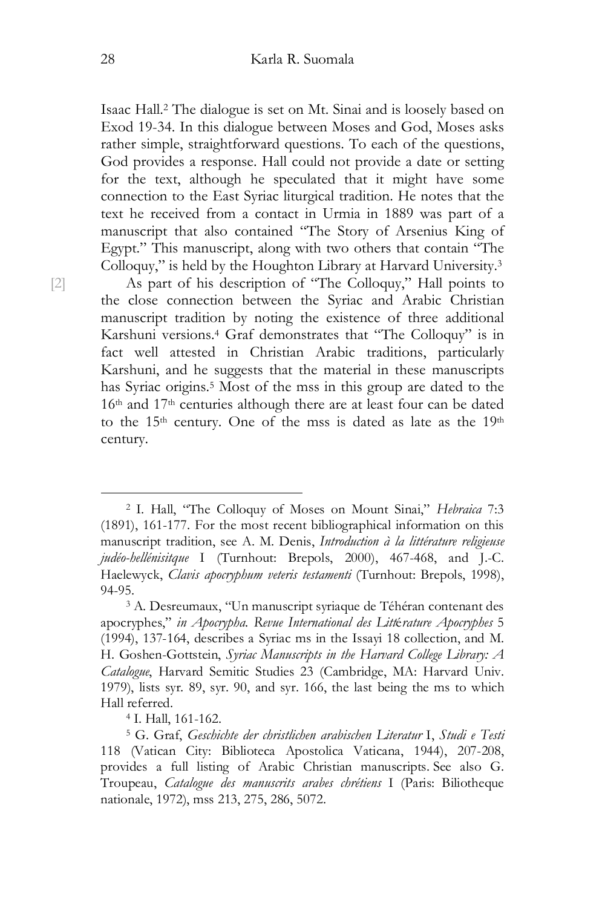Isaac Hall.[2] The dialogue is set on Mt. Sinai and is loosely based on Exod 19-34. In this dialogue between Moses and God, Moses asks rather simple, straightforward questions. To each of the questions, God provides a response. Hall could not provide a date or setting for the text, although he speculated that it might have some connection to the East Syriac liturgical tradition. He notes that the text he received from a contact in Urmia in 1889 was part of a manuscript that also contained "The Story of Arsenius King of Egypt." This manuscript, along with two others that contain "The Colloquy," is held by the Houghton Library at Harvard University.[3]

[2] As part of his description of "The Colloquy," Hall points to the close connection between the Syriac and Arabic Christian manuscript tradition by noting the existence of three additional Karshuni versions.[4] Graf demonstrates that "The Colloquy" is in fact well attested in Christian Arabic traditions, particularly Karshuni, and he suggests that the material in these manuscripts has Syriac origins.[5] Most of the mss in this group are dated to the 16th and 17th centuries although there are at least four can be dated to the 15th century. One of the mss is dated as late as the 19th century.

---

[2] I. Hall, "The Colloquy of Moses on Mount Sinai," *Hebraica* 7:3 (1891), 161-177. For the most recent bibliographical information on this manuscript tradition, see A. M. Denis, *Introduction à la littérature religieuse judéo-hellénisitque* I (Turnhout: Brepols, 2000), 467-468, and J.-C. Haelewyck, *Clavis apocryphum veteris testamenti* (Turnhout: Brepols, 1998), 94-95.

[3] A. Desreumaux, "Un manuscript syriaque de Téhéran contenant des apocryphes," *in Apocrypha. Revue International des Littérature Apocryphes* 5 (1994), 137-164, describes a Syriac ms in the Issayi 18 collection, and M. H. Goshen-Gottstein, *Syriac Manuscripts in the Harvard College Library: A Catalogue*, Harvard Semitic Studies 23 (Cambridge, MA: Harvard Univ. 1979), lists syr. 89, syr. 90, and syr. 166, the last being the ms to which Hall referred.

[4] I. Hall, 161-162.

[5] G. Graf, *Geschichte der christlichen arabischen Literatur* I, *Studi e Testi* 118 (Vatican City: Biblioteca Apostolica Vaticana, 1944), 207-208, provides a full listing of Arabic Christian manuscripts. See also G. Troupeau, *Catalogue des manuscrits arabes chrétiens* I (Paris: Biliotheque nationale, 1972), mss 213, 275, 286, 5072.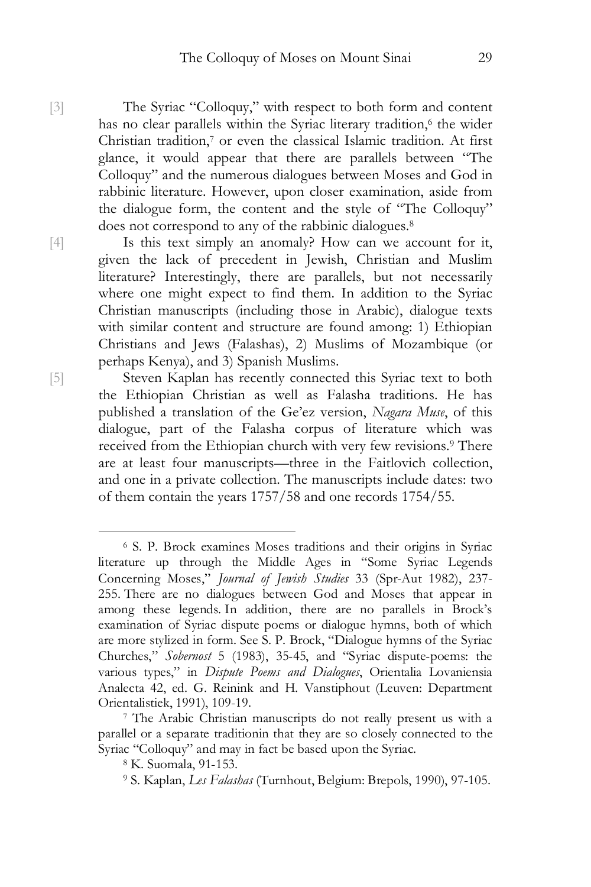[3] The Syriac "Colloquy," with respect to both form and content has no clear parallels within the Syriac literary tradition,[6] the wider Christian tradition,[7] or even the classical Islamic tradition. At first glance, it would appear that there are parallels between "The Colloquy" and the numerous dialogues between Moses and God in rabbinic literature. However, upon closer examination, aside from the dialogue form, the content and the style of "The Colloquy" does not correspond to any of the rabbinic dialogues.[8]

[4] Is this text simply an anomaly? How can we account for it, given the lack of precedent in Jewish, Christian and Muslim literature? Interestingly, there are parallels, but not necessarily where one might expect to find them. In addition to the Syriac Christian manuscripts (including those in Arabic), dialogue texts with similar content and structure are found among: 1) Ethiopian Christians and Jews (Falashas), 2) Muslims of Mozambique (or perhaps Kenya), and 3) Spanish Muslims.

[5] Steven Kaplan has recently connected this Syriac text to both the Ethiopian Christian as well as Falasha traditions. He has published a translation of the Ge'ez version, *Nagara Muse*, of this dialogue, part of the Falasha corpus of literature which was received from the Ethiopian church with very few revisions.[9] There are at least four manuscripts—three in the Faitlovich collection, and one in a private collection. The manuscripts include dates: two of them contain the years 1757/58 and one records 1754/55.

---

[6] S. P. Brock examines Moses traditions and their origins in Syriac literature up through the Middle Ages in "Some Syriac Legends Concerning Moses," *Journal of Jewish Studies* 33 (Spr-Aut 1982), 237-255. There are no dialogues between God and Moses that appear in among these legends. In addition, there are no parallels in Brock's examination of Syriac dispute poems or dialogue hymns, both of which are more stylized in form. See S. P. Brock, "Dialogue hymns of the Syriac Churches," *Sobernost* 5 (1983), 35-45, and "Syriac dispute-poems: the various types," in *Dispute Poems and Dialogues*, Orientalia Lovaniensia Analecta 42, ed. G. Reinink and H. Vanstiphout (Leuven: Department Orientalistiek, 1991), 109-19.

[7] The Arabic Christian manuscripts do not really present us with a parallel or a separate traditionin that they are so closely connected to the Syriac "Colloquy" and may in fact be based upon the Syriac.

[8] K. Suomala, 91-153.

[9] S. Kaplan, *Les Falashas* (Turnhout, Belgium: Brepols, 1990), 97-105.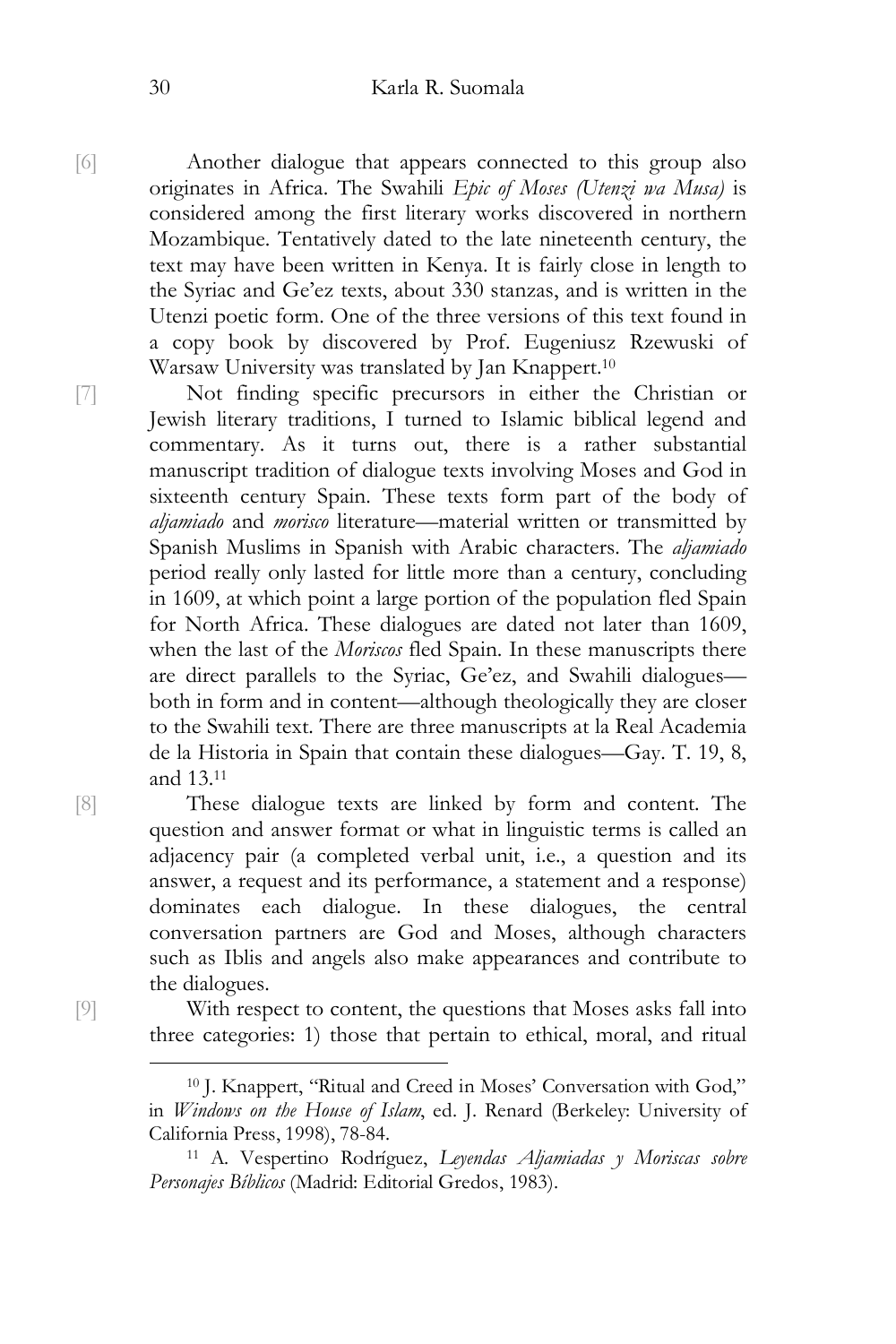[6] Another dialogue that appears connected to this group also originates in Africa. The Swahili *Epic of Moses (Utenzi wa Musa)* is considered among the first literary works discovered in northern Mozambique. Tentatively dated to the late nineteenth century, the text may have been written in Kenya. It is fairly close in length to the Syriac and Ge'ez texts, about 330 stanzas, and is written in the Utenzi poetic form. One of the three versions of this text found in a copy book by discovered by Prof. Eugeniusz Rzewuski of Warsaw University was translated by Jan Knappert.[10]

[7] Not finding specific precursors in either the Christian or Jewish literary traditions, I turned to Islamic biblical legend and commentary. As it turns out, there is a rather substantial manuscript tradition of dialogue texts involving Moses and God in sixteenth century Spain. These texts form part of the body of *aljamiado* and *morisco* literature—material written or transmitted by Spanish Muslims in Spanish with Arabic characters. The *aljamiado* period really only lasted for little more than a century, concluding in 1609, at which point a large portion of the population fled Spain for North Africa. These dialogues are dated not later than 1609, when the last of the *Moriscos* fled Spain. In these manuscripts there are direct parallels to the Syriac, Ge'ez, and Swahili dialogues—both in form and in content—although theologically they are closer to the Swahili text. There are three manuscripts at la Real Academia de la Historia in Spain that contain these dialogues—Gay. T. 19, 8, and 13.[11]

[8] These dialogue texts are linked by form and content. The question and answer format or what in linguistic terms is called an adjacency pair (a completed verbal unit, i.e., a question and its answer, a request and its performance, a statement and a response) dominates each dialogue. In these dialogues, the central conversation partners are God and Moses, although characters such as Iblis and angels also make appearances and contribute to the dialogues.

[9] With respect to content, the questions that Moses asks fall into three categories: 1) those that pertain to ethical, moral, and ritual

---

[10] J. Knappert, "Ritual and Creed in Moses' Conversation with God," in *Windows on the House of Islam*, ed. J. Renard (Berkeley: University of California Press, 1998), 78-84.

[11] A. Vespertino Rodríguez, *Leyendas Aljamiadas y Moriscas sobre Personajes Bíblicos* (Madrid: Editorial Gredos, 1983).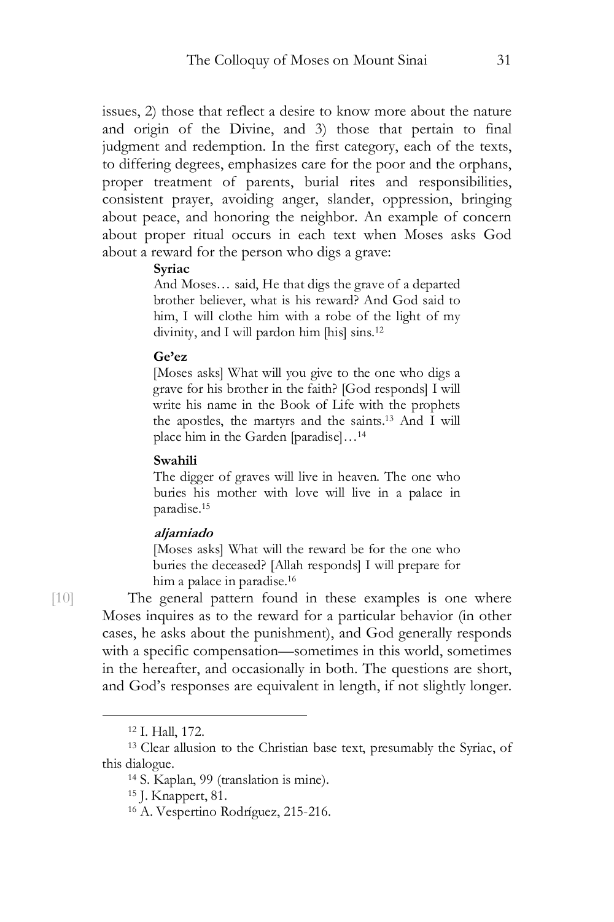issues, 2) those that reflect a desire to know more about the nature and origin of the Divine, and 3) those that pertain to final judgment and redemption. In the first category, each of the texts, to differing degrees, emphasizes care for the poor and the orphans, proper treatment of parents, burial rites and responsibilities, consistent prayer, avoiding anger, slander, oppression, bringing about peace, and honoring the neighbor. An example of concern about proper ritual occurs in each text when Moses asks God about a reward for the person who digs a grave:

> **Syriac**
>
> And Moses… said, He that digs the grave of a departed brother believer, what is his reward? And God said to him, I will clothe him with a robe of the light of my divinity, and I will pardon him [his] sins.[12]
>
> **Ge'ez**
>
> [Moses asks] What will you give to the one who digs a grave for his brother in the faith? [God responds] I will write his name in the Book of Life with the prophets the apostles, the martyrs and the saints.[13] And I will place him in the Garden [paradise]…[14]
>
> **Swahili**
>
> The digger of graves will live in heaven. The one who buries his mother with love will live in a palace in paradise.[15]
>
> ***aljamiado***
>
> [Moses asks] What will the reward be for the one who buries the deceased? [Allah responds] I will prepare for him a palace in paradise.[16]

[10] The general pattern found in these examples is one where Moses inquires as to the reward for a particular behavior (in other cases, he asks about the punishment), and God generally responds with a specific compensation—sometimes in this world, sometimes in the hereafter, and occasionally in both. The questions are short, and God's responses are equivalent in length, if not slightly longer.

---

[12] I. Hall, 172.

[13] Clear allusion to the Christian base text, presumably the Syriac, of this dialogue.

[14] S. Kaplan, 99 (translation is mine).

[15] J. Knappert, 81.

[16] A. Vespertino Rodríguez, 215-216.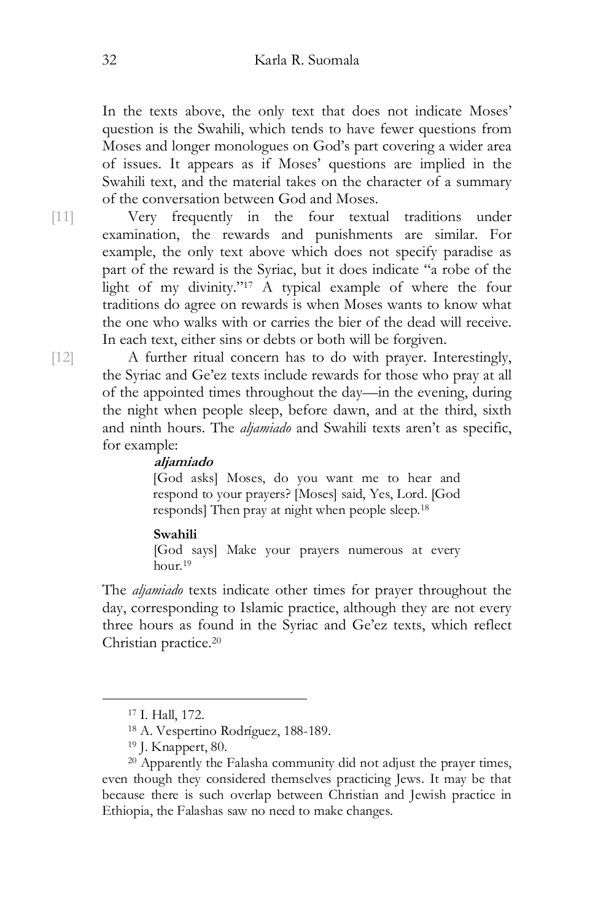In the texts above, the only text that does not indicate Moses' question is the Swahili, which tends to have fewer questions from Moses and longer monologues on God's part covering a wider area of issues. It appears as if Moses' questions are implied in the Swahili text, and the material takes on the character of a summary of the conversation between God and Moses.

[11] Very frequently in the four textual traditions under examination, the rewards and punishments are similar. For example, the only text above which does not specify paradise as part of the reward is the Syriac, but it does indicate "a robe of the light of my divinity."[17] A typical example of where the four traditions do agree on rewards is when Moses wants to know what the one who walks with or carries the bier of the dead will receive. In each text, either sins or debts or both will be forgiven.

[12] A further ritual concern has to do with prayer. Interestingly, the Syriac and Ge'ez texts include rewards for those who pray at all of the appointed times throughout the day—in the evening, during the night when people sleep, before dawn, and at the third, sixth and ninth hours. The *aljamiado* and Swahili texts aren't as specific, for example:

> ***aljamiado***
> [God asks] Moses, do you want me to hear and respond to your prayers? [Moses] said, Yes, Lord. [God responds] Then pray at night when people sleep.[18]
>
> **Swahili**
> [God says] Make your prayers numerous at every hour.[19]

The *aljamiado* texts indicate other times for prayer throughout the day, corresponding to Islamic practice, although they are not every three hours as found in the Syriac and Ge'ez texts, which reflect Christian practice.[20]

---

[17] I. Hall, 172.

[18] A. Vespertino Rodríguez, 188-189.

[19] J. Knappert, 80.

[20] Apparently the Falasha community did not adjust the prayer times, even though they considered themselves practicing Jews. It may be that because there is such overlap between Christian and Jewish practice in Ethiopia, the Falashas saw no need to make changes.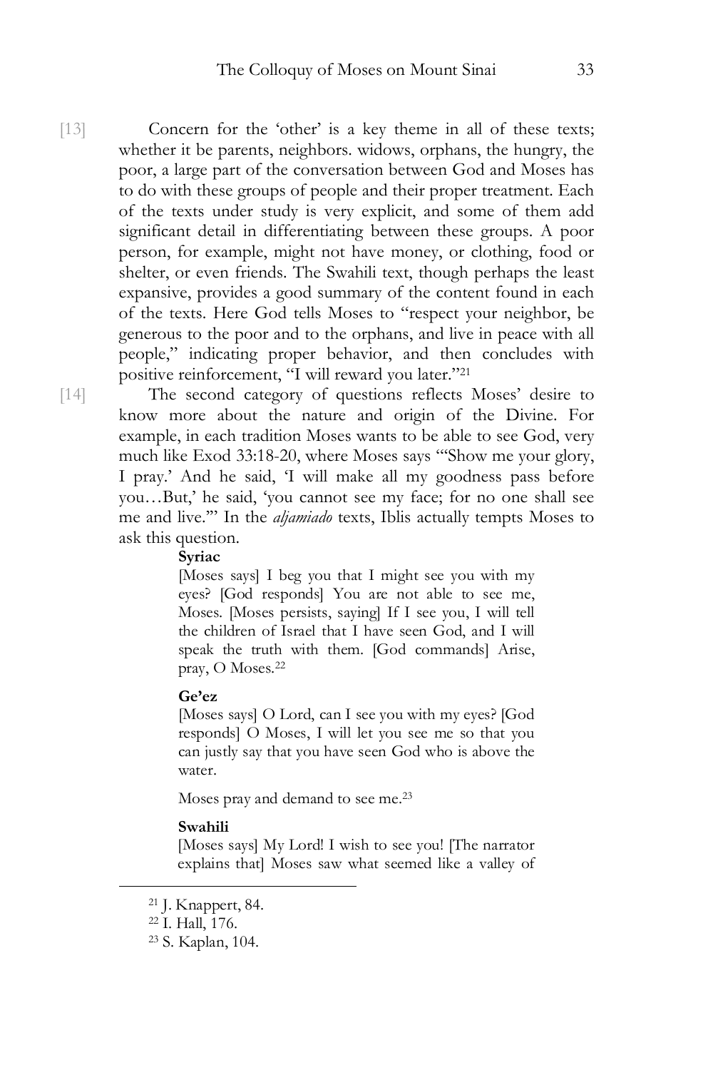[13] Concern for the 'other' is a key theme in all of these texts; whether it be parents, neighbors. widows, orphans, the hungry, the poor, a large part of the conversation between God and Moses has to do with these groups of people and their proper treatment. Each of the texts under study is very explicit, and some of them add significant detail in differentiating between these groups. A poor person, for example, might not have money, or clothing, food or shelter, or even friends. The Swahili text, though perhaps the least expansive, provides a good summary of the content found in each of the texts. Here God tells Moses to "respect your neighbor, be generous to the poor and to the orphans, and live in peace with all people," indicating proper behavior, and then concludes with positive reinforcement, "I will reward you later."[21]

[14] The second category of questions reflects Moses' desire to know more about the nature and origin of the Divine. For example, in each tradition Moses wants to be able to see God, very much like Exod 33:18-20, where Moses says "'Show me your glory, I pray.' And he said, 'I will make all my goodness pass before you…But,' he said, 'you cannot see my face; for no one shall see me and live.'" In the *aljamiado* texts, Iblis actually tempts Moses to ask this question.

> **Syriac**
>
> [Moses says] I beg you that I might see you with my eyes? [God responds] You are not able to see me, Moses. [Moses persists, saying] If I see you, I will tell the children of Israel that I have seen God, and I will speak the truth with them. [God commands] Arise, pray, O Moses.[22]
>
> **Ge'ez**
>
> [Moses says] O Lord, can I see you with my eyes? [God responds] O Moses, I will let you see me so that you can justly say that you have seen God who is above the water.
>
> Moses pray and demand to see me.[23]
>
> **Swahili**
>
> [Moses says] My Lord! I wish to see you! [The narrator explains that] Moses saw what seemed like a valley of

[21] J. Knappert, 84.

[22] I. Hall, 176.

[23] S. Kaplan, 104.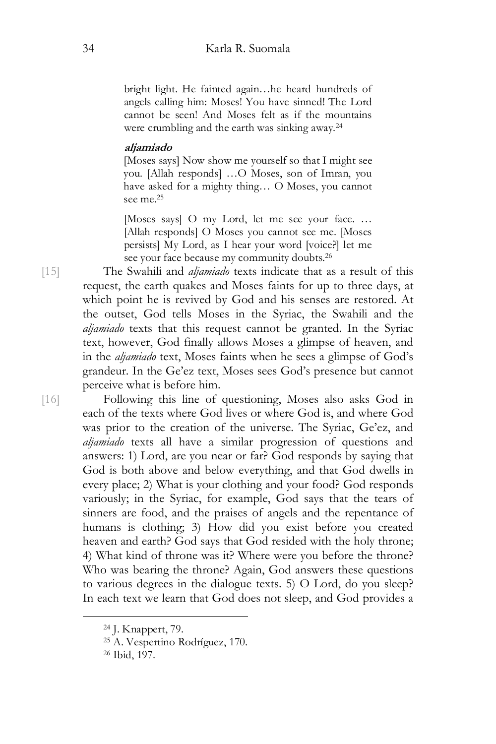> bright light. He fainted again…he heard hundreds of angels calling him: Moses! You have sinned! The Lord cannot be seen! And Moses felt as if the mountains were crumbling and the earth was sinking away.[24]

> ***aljamiado***
>
> [Moses says] Now show me yourself so that I might see you. [Allah responds] …O Moses, son of Imran, you have asked for a mighty thing… O Moses, you cannot see me.[25]
>
> [Moses says] O my Lord, let me see your face. … [Allah responds] O Moses you cannot see me. [Moses persists] My Lord, as I hear your word [voice?] let me see your face because my community doubts.[26]

[15] The Swahili and *aljamiado* texts indicate that as a result of this request, the earth quakes and Moses faints for up to three days, at which point he is revived by God and his senses are restored. At the outset, God tells Moses in the Syriac, the Swahili and the *aljamiado* texts that this request cannot be granted. In the Syriac text, however, God finally allows Moses a glimpse of heaven, and in the *aljamiado* text, Moses faints when he sees a glimpse of God's grandeur. In the Ge'ez text, Moses sees God's presence but cannot perceive what is before him.

[16] Following this line of questioning, Moses also asks God in each of the texts where God lives or where God is, and where God was prior to the creation of the universe. The Syriac, Ge'ez, and *aljamiado* texts all have a similar progression of questions and answers: 1) Lord, are you near or far? God responds by saying that God is both above and below everything, and that God dwells in every place; 2) What is your clothing and your food? God responds variously; in the Syriac, for example, God says that the tears of sinners are food, and the praises of angels and the repentance of humans is clothing; 3) How did you exist before you created heaven and earth? God says that God resided with the holy throne; 4) What kind of throne was it? Where were you before the throne? Who was bearing the throne? Again, God answers these questions to various degrees in the dialogue texts. 5) O Lord, do you sleep? In each text we learn that God does not sleep, and God provides a

---

[24] J. Knappert, 79.

[25] A. Vespertino Rodríguez, 170.

[26] Ibid, 197.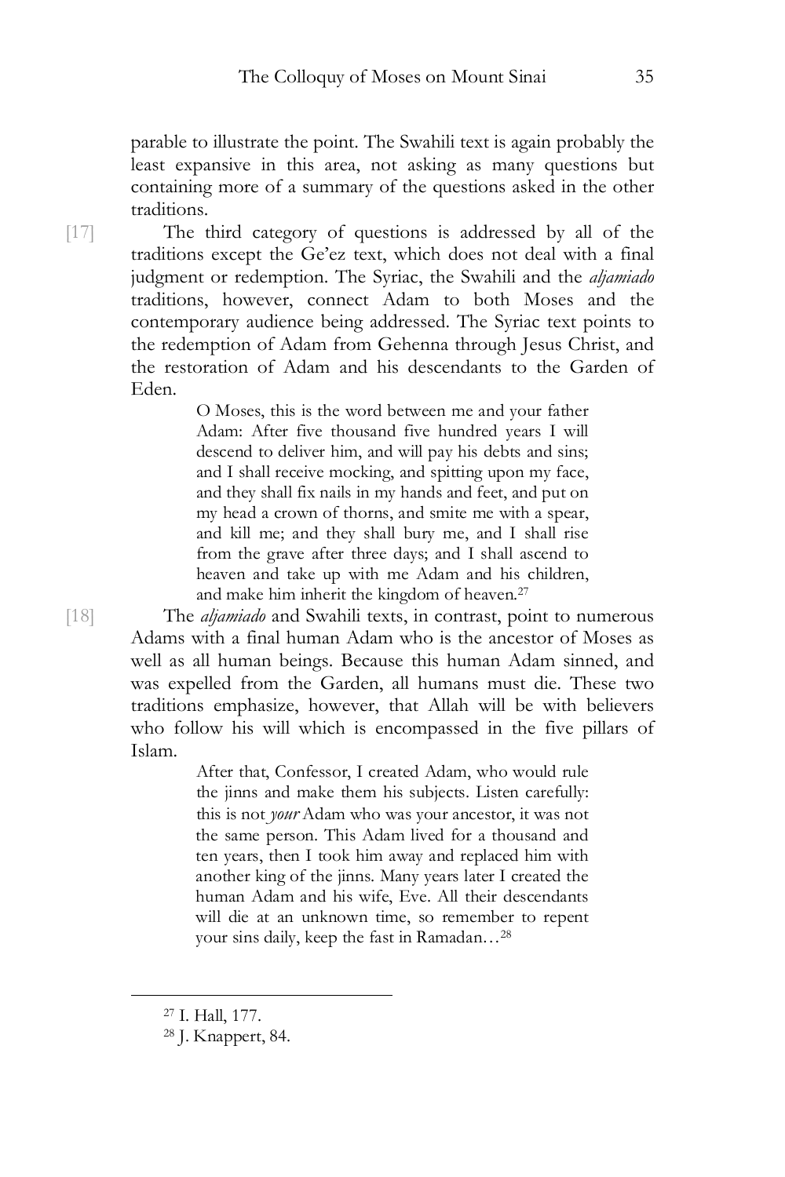parable to illustrate the point. The Swahili text is again probably the least expansive in this area, not asking as many questions but containing more of a summary of the questions asked in the other traditions.

[17] The third category of questions is addressed by all of the traditions except the Ge'ez text, which does not deal with a final judgment or redemption. The Syriac, the Swahili and the *aljamiado* traditions, however, connect Adam to both Moses and the contemporary audience being addressed. The Syriac text points to the redemption of Adam from Gehenna through Jesus Christ, and the restoration of Adam and his descendants to the Garden of Eden.

> O Moses, this is the word between me and your father Adam: After five thousand five hundred years I will descend to deliver him, and will pay his debts and sins; and I shall receive mocking, and spitting upon my face, and they shall fix nails in my hands and feet, and put on my head a crown of thorns, and smite me with a spear, and kill me; and they shall bury me, and I shall rise from the grave after three days; and I shall ascend to heaven and take up with me Adam and his children, and make him inherit the kingdom of heaven.[27]

[18] The *aljamiado* and Swahili texts, in contrast, point to numerous Adams with a final human Adam who is the ancestor of Moses as well as all human beings. Because this human Adam sinned, and was expelled from the Garden, all humans must die. These two traditions emphasize, however, that Allah will be with believers who follow his will which is encompassed in the five pillars of Islam.

> After that, Confessor, I created Adam, who would rule the jinns and make them his subjects. Listen carefully: this is not *your* Adam who was your ancestor, it was not the same person. This Adam lived for a thousand and ten years, then I took him away and replaced him with another king of the jinns. Many years later I created the human Adam and his wife, Eve. All their descendants will die at an unknown time, so remember to repent your sins daily, keep the fast in Ramadan…[28]

---

[27] I. Hall, 177.

[28] J. Knappert, 84.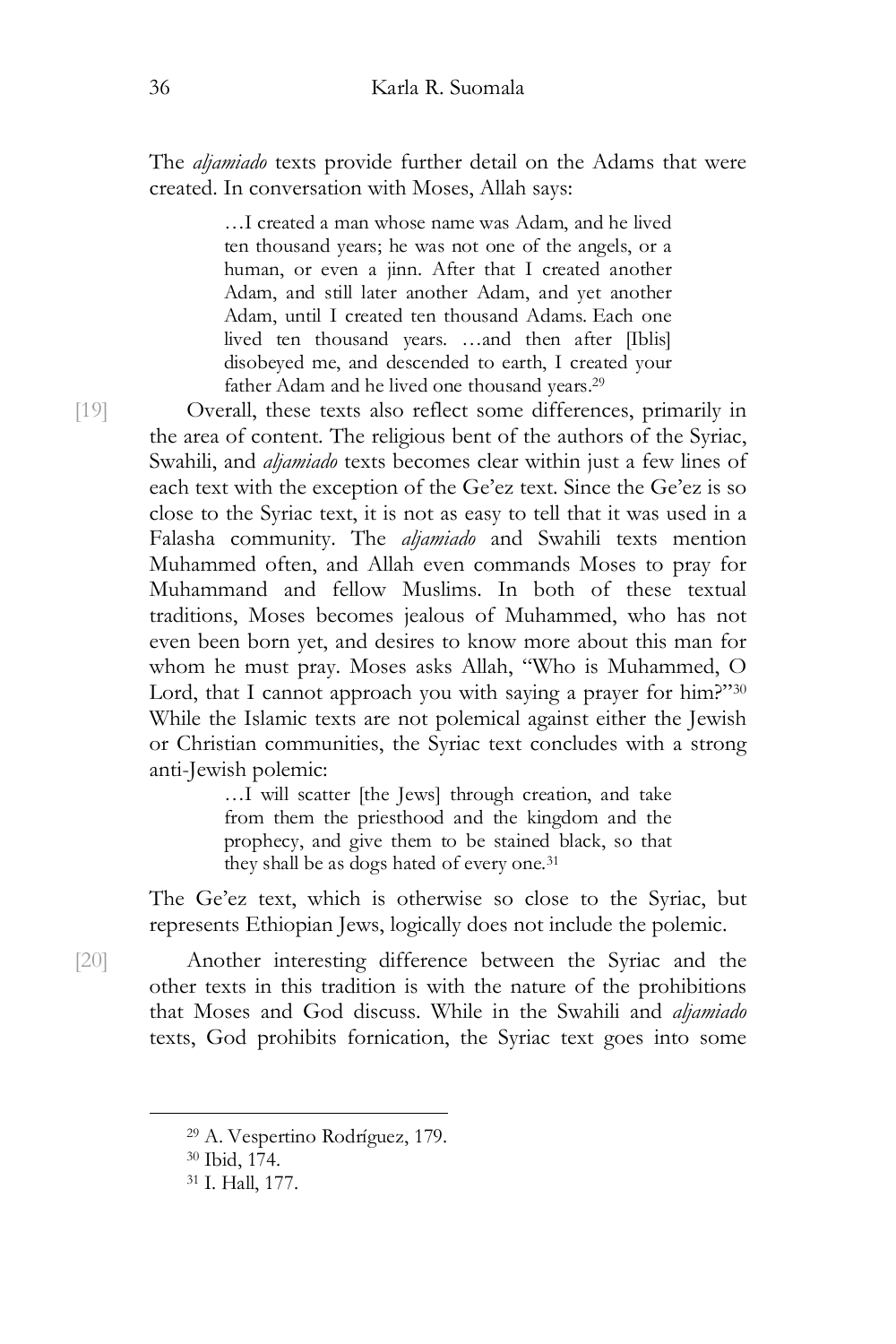The *aljamiado* texts provide further detail on the Adams that were created. In conversation with Moses, Allah says:

> …I created a man whose name was Adam, and he lived ten thousand years; he was not one of the angels, or a human, or even a jinn. After that I created another Adam, and still later another Adam, and yet another Adam, until I created ten thousand Adams. Each one lived ten thousand years. …and then after [Iblis] disobeyed me, and descended to earth, I created your father Adam and he lived one thousand years.[29]

[19] Overall, these texts also reflect some differences, primarily in the area of content. The religious bent of the authors of the Syriac, Swahili, and *aljamiado* texts becomes clear within just a few lines of each text with the exception of the Ge'ez text. Since the Ge'ez is so close to the Syriac text, it is not as easy to tell that it was used in a Falasha community. The *aljamiado* and Swahili texts mention Muhammed often, and Allah even commands Moses to pray for Muhammand and fellow Muslims. In both of these textual traditions, Moses becomes jealous of Muhammed, who has not even been born yet, and desires to know more about this man for whom he must pray. Moses asks Allah, "Who is Muhammed, O Lord, that I cannot approach you with saying a prayer for him?"[30] While the Islamic texts are not polemical against either the Jewish or Christian communities, the Syriac text concludes with a strong anti-Jewish polemic:

> …I will scatter [the Jews] through creation, and take from them the priesthood and the kingdom and the prophecy, and give them to be stained black, so that they shall be as dogs hated of every one.[31]

The Ge'ez text, which is otherwise so close to the Syriac, but represents Ethiopian Jews, logically does not include the polemic.

[20] Another interesting difference between the Syriac and the other texts in this tradition is with the nature of the prohibitions that Moses and God discuss. While in the Swahili and *aljamiado* texts, God prohibits fornication, the Syriac text goes into some

---

[29] A. Vespertino Rodríguez, 179.

[30] Ibid, 174.

[31] I. Hall, 177.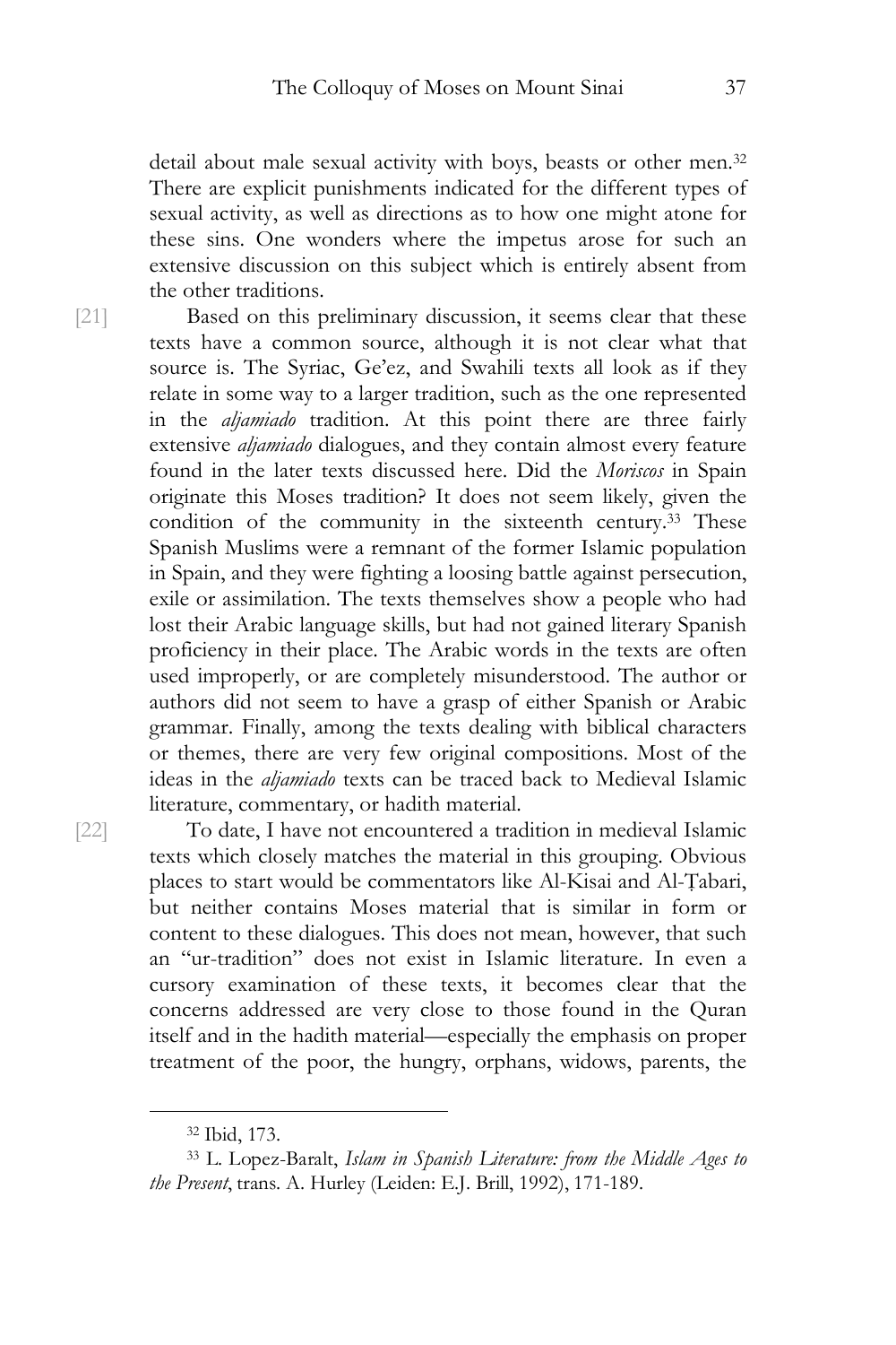detail about male sexual activity with boys, beasts or other men.[32] There are explicit punishments indicated for the different types of sexual activity, as well as directions as to how one might atone for these sins. One wonders where the impetus arose for such an extensive discussion on this subject which is entirely absent from the other traditions.

[21] Based on this preliminary discussion, it seems clear that these texts have a common source, although it is not clear what that source is. The Syriac, Ge'ez, and Swahili texts all look as if they relate in some way to a larger tradition, such as the one represented in the *aljamiado* tradition. At this point there are three fairly extensive *aljamiado* dialogues, and they contain almost every feature found in the later texts discussed here. Did the *Moriscos* in Spain originate this Moses tradition? It does not seem likely, given the condition of the community in the sixteenth century.[33] These Spanish Muslims were a remnant of the former Islamic population in Spain, and they were fighting a loosing battle against persecution, exile or assimilation. The texts themselves show a people who had lost their Arabic language skills, but had not gained literary Spanish proficiency in their place. The Arabic words in the texts are often used improperly, or are completely misunderstood. The author or authors did not seem to have a grasp of either Spanish or Arabic grammar. Finally, among the texts dealing with biblical characters or themes, there are very few original compositions. Most of the ideas in the *aljamiado* texts can be traced back to Medieval Islamic literature, commentary, or hadith material.

[22] To date, I have not encountered a tradition in medieval Islamic texts which closely matches the material in this grouping. Obvious places to start would be commentators like Al-Kisai and Al-Ṭabari, but neither contains Moses material that is similar in form or content to these dialogues. This does not mean, however, that such an "ur-tradition" does not exist in Islamic literature. In even a cursory examination of these texts, it becomes clear that the concerns addressed are very close to those found in the Quran itself and in the hadith material—especially the emphasis on proper treatment of the poor, the hungry, orphans, widows, parents, the

---

[32] Ibid, 173.

[33] L. Lopez-Baralt, *Islam in Spanish Literature: from the Middle Ages to the Present*, trans. A. Hurley (Leiden: E.J. Brill, 1992), 171-189.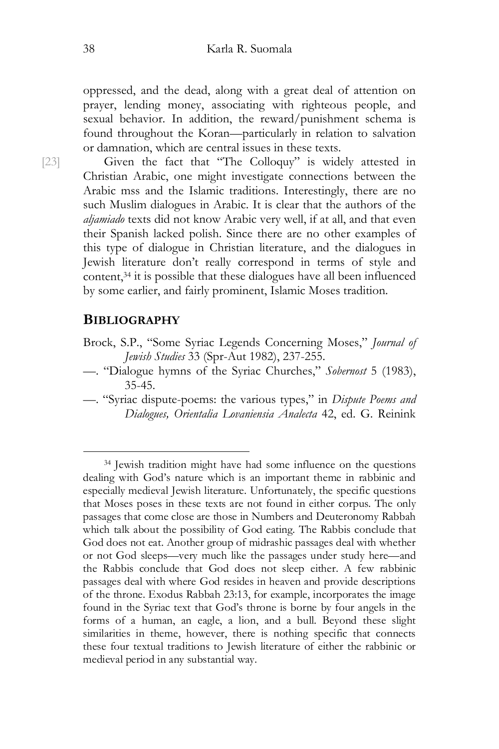oppressed, and the dead, along with a great deal of attention on prayer, lending money, associating with righteous people, and sexual behavior. In addition, the reward/punishment schema is found throughout the Koran—particularly in relation to salvation or damnation, which are central issues in these texts.

[23] Given the fact that "The Colloquy" is widely attested in Christian Arabic, one might investigate connections between the Arabic mss and the Islamic traditions. Interestingly, there are no such Muslim dialogues in Arabic. It is clear that the authors of the *aljamiado* texts did not know Arabic very well, if at all, and that even their Spanish lacked polish. Since there are no other examples of this type of dialogue in Christian literature, and the dialogues in Jewish literature don't really correspond in terms of style and content,[34] it is possible that these dialogues have all been influenced by some earlier, and fairly prominent, Islamic Moses tradition.

## BIBLIOGRAPHY

Brock, S.P., "Some Syriac Legends Concerning Moses," *Journal of Jewish Studies* 33 (Spr-Aut 1982), 237-255.

—. "Dialogue hymns of the Syriac Churches," *Sobernost* 5 (1983), 35-45.

—. "Syriac dispute-poems: the various types," in *Dispute Poems and Dialogues, Orientalia Lovaniensia Analecta* 42, ed. G. Reinink

---

[34] Jewish tradition might have had some influence on the questions dealing with God's nature which is an important theme in rabbinic and especially medieval Jewish literature. Unfortunately, the specific questions that Moses poses in these texts are not found in either corpus. The only passages that come close are those in Numbers and Deuteronomy Rabbah which talk about the possibility of God eating. The Rabbis conclude that God does not eat. Another group of midrashic passages deal with whether or not God sleeps—very much like the passages under study here—and the Rabbis conclude that God does not sleep either. A few rabbinic passages deal with where God resides in heaven and provide descriptions of the throne. Exodus Rabbah 23:13, for example, incorporates the image found in the Syriac text that God's throne is borne by four angels in the forms of a human, an eagle, a lion, and a bull. Beyond these slight similarities in theme, however, there is nothing specific that connects these four textual traditions to Jewish literature of either the rabbinic or medieval period in any substantial way.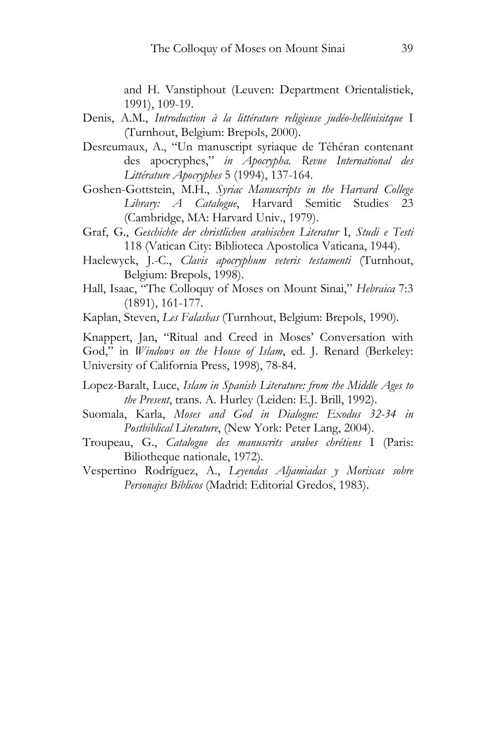and H. Vanstiphout (Leuven: Department Orientalistiek, 1991), 109-19.

Denis, A.M., *Introduction à la littérature religieuse judéo-hellénisitque* I (Turnhout, Belgium: Brepols, 2000).

Desreumaux, A., "Un manuscript syriaque de Téhéran contenant des apocryphes," *in Apocrypha. Revue International des Littérature Apocryphes* 5 (1994), 137-164.

Goshen-Gottstein, M.H., *Syriac Manuscripts in the Harvard College Library: A Catalogue*, Harvard Semitic Studies 23 (Cambridge, MA: Harvard Univ., 1979).

Graf, G., *Geschichte der christlichen arabischen Literatur* I, *Studi e Testi* 118 (Vatican City: Biblioteca Apostolica Vaticana, 1944).

Haelewyck, J.-C., *Clavis apocryphum veteris testamenti* (Turnhout, Belgium: Brepols, 1998).

Hall, Isaac, "The Colloquy of Moses on Mount Sinai," *Hebraica* 7:3 (1891), 161-177.

Kaplan, Steven, *Les Falashas* (Turnhout, Belgium: Brepols, 1990).

Knappert, Jan, "Ritual and Creed in Moses' Conversation with God," in *Windows on the House of Islam*, ed. J. Renard (Berkeley: University of California Press, 1998), 78-84.

Lopez-Baralt, Luce, *Islam in Spanish Literature: from the Middle Ages to the Present*, trans. A. Hurley (Leiden: E.J. Brill, 1992).

Suomala, Karla, *Moses and God in Dialogue: Exodus 32-34 in Postbiblical Literature*, (New York: Peter Lang, 2004).

Troupeau, G., *Catalogue des manuscrits arabes chrétiens* I (Paris: Biliotheque nationale, 1972).

Vespertino Rodríguez, A., *Leyendas Aljamiadas y Moriscas sobre Personajes Bíblicos* (Madrid: Editorial Gredos, 1983).